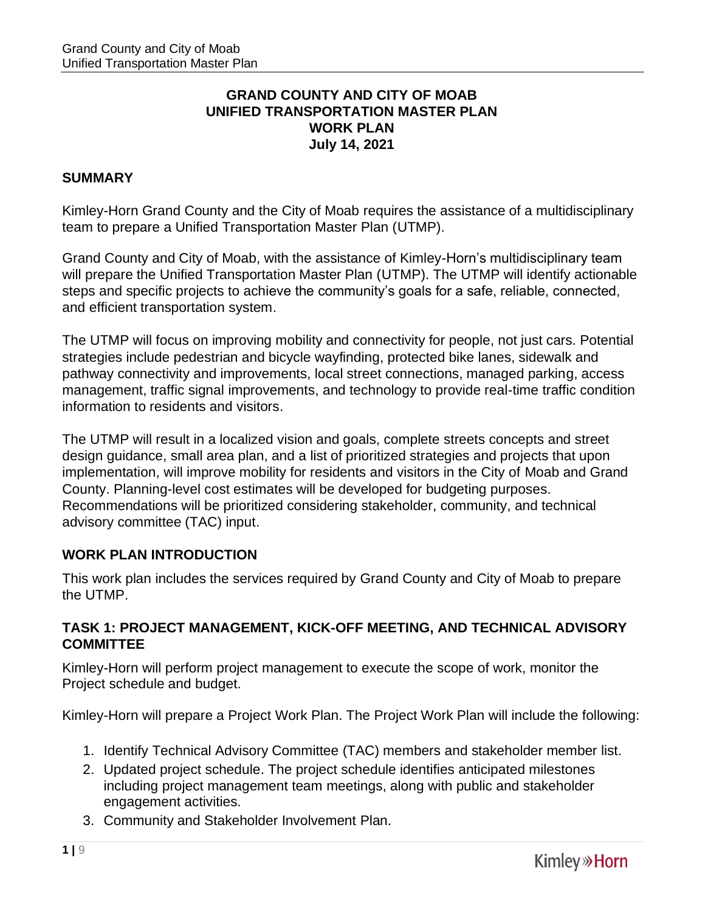# GRAND COUNTY AND CITY OF MOAB UNIFIED TRANSPORTATION MASTER PLAN WORK PLAN July 14, 2021

## SUMMARY

Kimley-Horn Grand County and the City of Moab requires the assistance of a multidisciplinary team to prepare a Unified Transportation Master Plan (UTMP).

Grand County and City of Moab, with the assistance of Kimley-Horn's multidisciplinary team will prepare the Unified Transportation Master Plan (UTMP). The UTMP will identify actionable steps and specific projects to achieve the community's goals for a safe, reliable, connected, and efficient transportation system.

The UTMP will focus on improving mobility and connectivity for people, not just cars. Potential strategies include pedestrian and bicycle wayfinding, protected bike lanes, sidewalk and pathway connectivity and improvements, local street connections, managed parking, access management, traffic signal improvements, and technology to provide real-time traffic condition information to residents and visitors.

The UTMP will result in a localized vision and goals, complete streets concepts and street design guidance, small area plan, and a list of prioritized strategies and projects that upon implementation, will improve mobility for residents and visitors in the City of Moab and Grand County. Planning-level cost estimates will be developed for budgeting purposes. Recommendations will be prioritized considering stakeholder, community, and technical advisory committee (TAC) input.

## WORK PLAN INTRODUCTION

This work plan includes the services required by Grand County and City of Moab to prepare the UTMP.

### TASK 1: PROJECT MANAGEMENT, KICK-OFF MEETING, AND TECHNICAL ADVISORY COMMITTEE

Kimley-Horn will perform project management to execute the scope of work, monitor the Project schedule and budget.

Kimley-Horn will prepare a Project Work Plan. The Project Work Plan will include the following:

1. Identify Technical Advisory Committee (TAC) members and stakeholder member list.
2. Updated project schedule. The project schedule identifies anticipated milestones including project management team meetings, along with public and stakeholder engagement activities.
3. Community and Stakeholder Involvement Plan.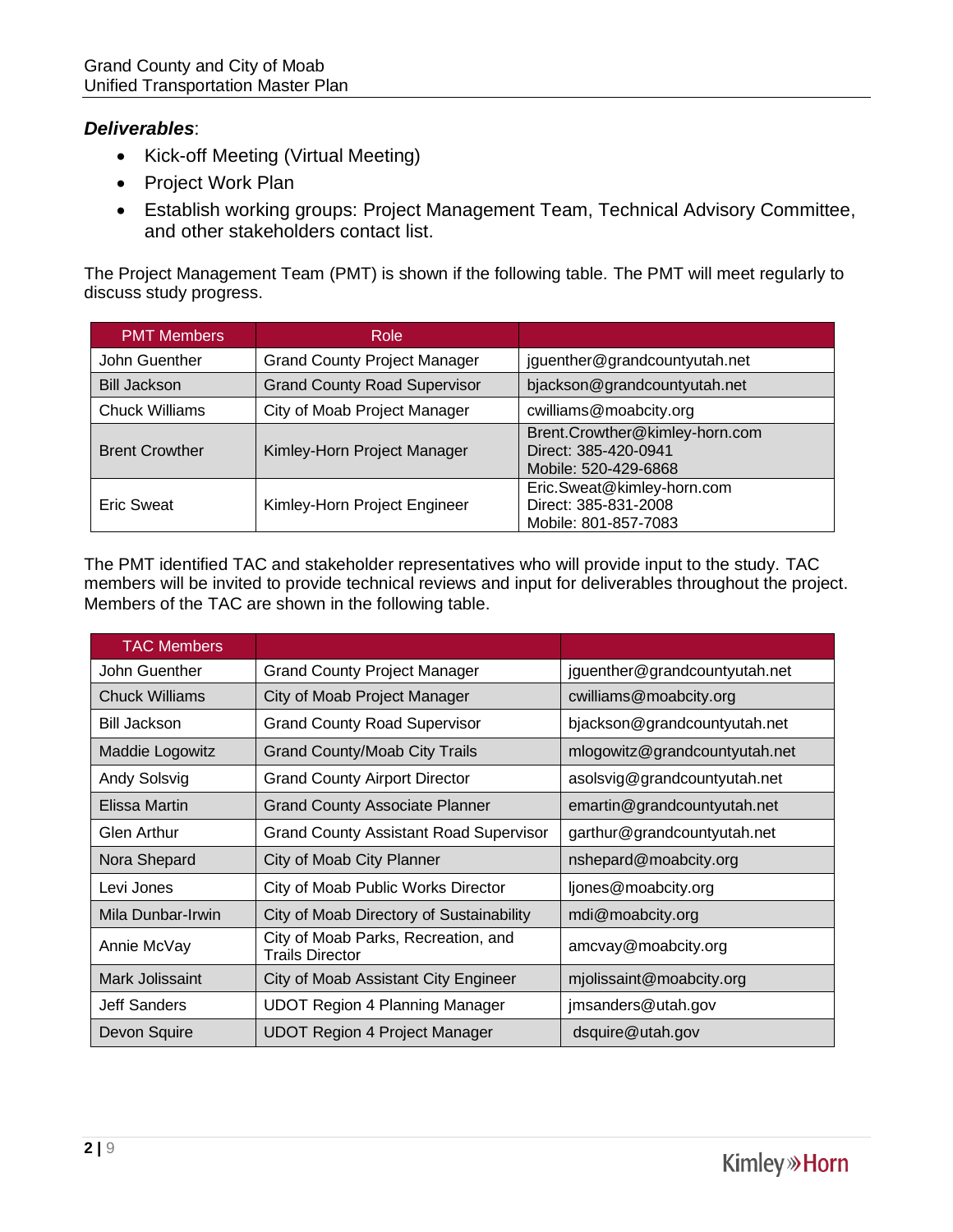***Deliverables***:

- Kick-off Meeting (Virtual Meeting)
- Project Work Plan
- Establish working groups: Project Management Team, Technical Advisory Committee, and other stakeholders contact list.

The Project Management Team (PMT) is shown if the following table. The PMT will meet regularly to discuss study progress.

| PMT Members | Role | |
|---|---|---|
| John Guenther | Grand County Project Manager | jguenther@grandcountyutah.net |
| Bill Jackson | Grand County Road Supervisor | bjackson@grandcountyutah.net |
| Chuck Williams | City of Moab Project Manager | cwilliams@moabcity.org |
| Brent Crowther | Kimley-Horn Project Manager | Brent.Crowther@kimley-horn.com<br>Direct: 385-420-0941<br>Mobile: 520-429-6868 |
| Eric Sweat | Kimley-Horn Project Engineer | Eric.Sweat@kimley-horn.com<br>Direct: 385-831-2008<br>Mobile: 801-857-7083 |

The PMT identified TAC and stakeholder representatives who will provide input to the study. TAC members will be invited to provide technical reviews and input for deliverables throughout the project. Members of the TAC are shown in the following table.

| TAC Members | | |
|---|---|---|
| John Guenther | Grand County Project Manager | jguenther@grandcountyutah.net |
| Chuck Williams | City of Moab Project Manager | cwilliams@moabcity.org |
| Bill Jackson | Grand County Road Supervisor | bjackson@grandcountyutah.net |
| Maddie Logowitz | Grand County/Moab City Trails | mlogowitz@grandcountyutah.net |
| Andy Solsvig | Grand County Airport Director | asolsvig@grandcountyutah.net |
| Elissa Martin | Grand County Associate Planner | emartin@grandcountyutah.net |
| Glen Arthur | Grand County Assistant Road Supervisor | garthur@grandcountyutah.net |
| Nora Shepard | City of Moab City Planner | nshepard@moabcity.org |
| Levi Jones | City of Moab Public Works Director | ljones@moabcity.org |
| Mila Dunbar-Irwin | City of Moab Directory of Sustainability | mdi@moabcity.org |
| Annie McVay | City of Moab Parks, Recreation, and Trails Director | amcvay@moabcity.org |
| Mark Jolissaint | City of Moab Assistant City Engineer | mjolissaint@moabcity.org |
| Jeff Sanders | UDOT Region 4 Planning Manager | jmsanders@utah.gov |
| Devon Squire | UDOT Region 4 Project Manager | dsquire@utah.gov |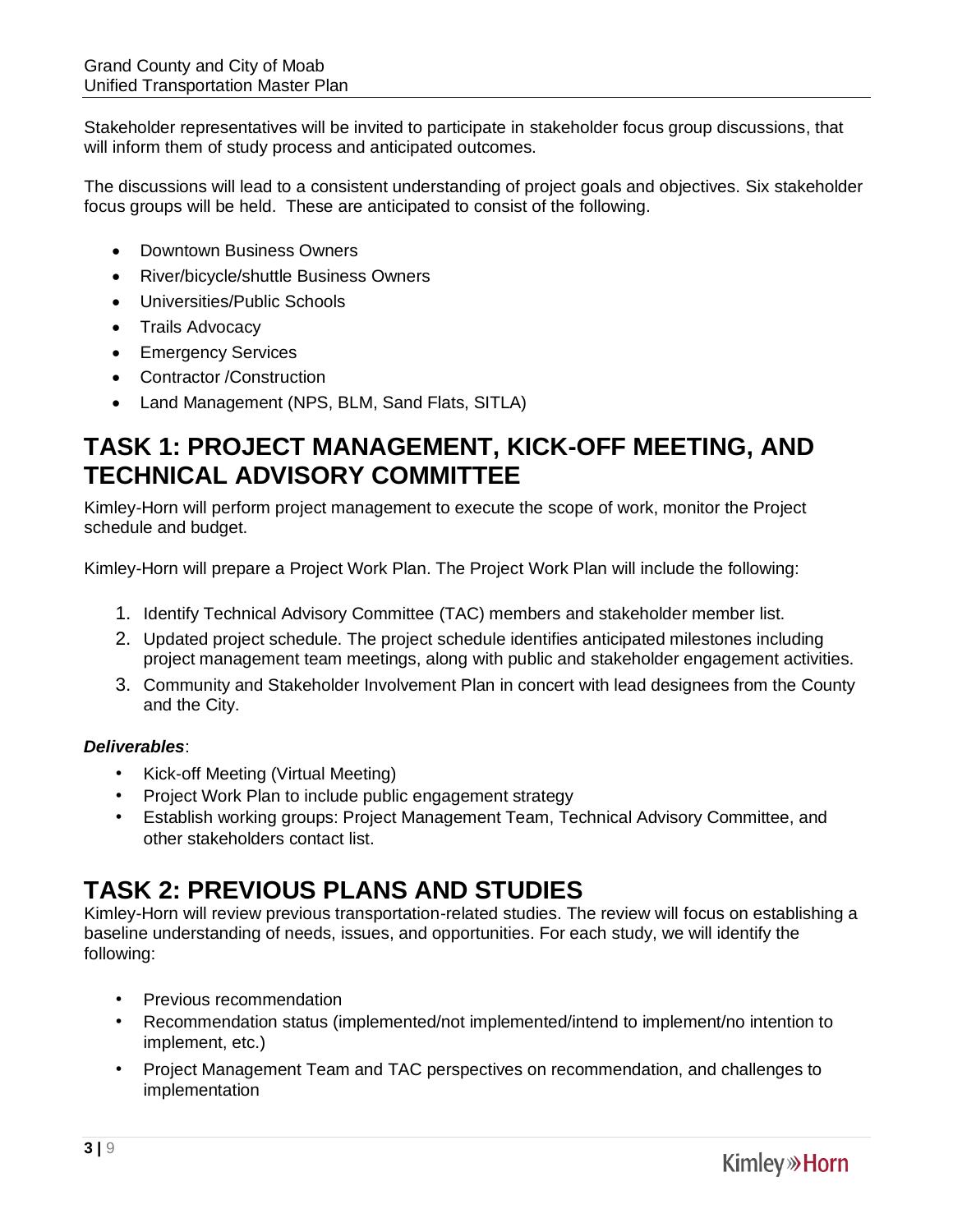Stakeholder representatives will be invited to participate in stakeholder focus group discussions, that will inform them of study process and anticipated outcomes.

The discussions will lead to a consistent understanding of project goals and objectives. Six stakeholder focus groups will be held. These are anticipated to consist of the following.

- Downtown Business Owners
- River/bicycle/shuttle Business Owners
- Universities/Public Schools
- Trails Advocacy
- Emergency Services
- Contractor /Construction
- Land Management (NPS, BLM, Sand Flats, SITLA)

# TASK 1: PROJECT MANAGEMENT, KICK-OFF MEETING, AND TECHNICAL ADVISORY COMMITTEE

Kimley-Horn will perform project management to execute the scope of work, monitor the Project schedule and budget.

Kimley-Horn will prepare a Project Work Plan. The Project Work Plan will include the following:

1. Identify Technical Advisory Committee (TAC) members and stakeholder member list.
2. Updated project schedule. The project schedule identifies anticipated milestones including project management team meetings, along with public and stakeholder engagement activities.
3. Community and Stakeholder Involvement Plan in concert with lead designees from the County and the City.

***Deliverables***:

- Kick-off Meeting (Virtual Meeting)
- Project Work Plan to include public engagement strategy
- Establish working groups: Project Management Team, Technical Advisory Committee, and other stakeholders contact list.

# TASK 2: PREVIOUS PLANS AND STUDIES

Kimley-Horn will review previous transportation-related studies. The review will focus on establishing a baseline understanding of needs, issues, and opportunities. For each study, we will identify the following:

- Previous recommendation
- Recommendation status (implemented/not implemented/intend to implement/no intention to implement, etc.)
- Project Management Team and TAC perspectives on recommendation, and challenges to implementation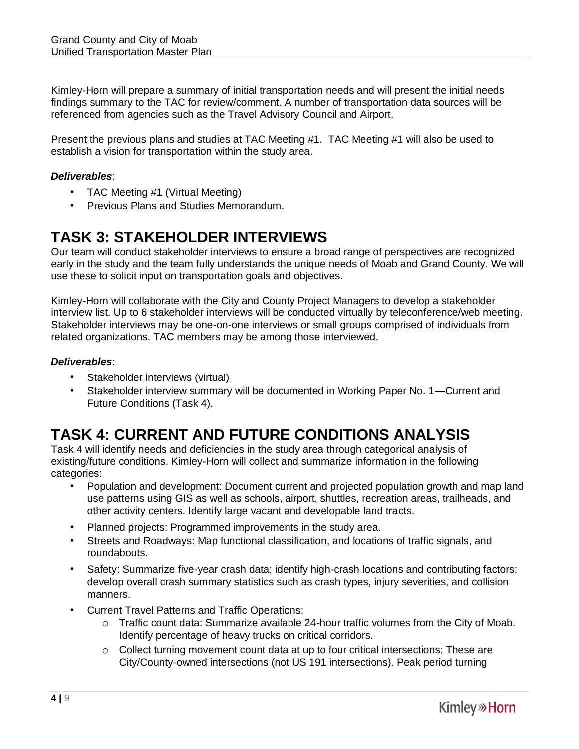Kimley-Horn will prepare a summary of initial transportation needs and will present the initial needs findings summary to the TAC for review/comment. A number of transportation data sources will be referenced from agencies such as the Travel Advisory Council and Airport.

Present the previous plans and studies at TAC Meeting #1. TAC Meeting #1 will also be used to establish a vision for transportation within the study area.

***Deliverables***:

- TAC Meeting #1 (Virtual Meeting)
- Previous Plans and Studies Memorandum.

# TASK 3: STAKEHOLDER INTERVIEWS

Our team will conduct stakeholder interviews to ensure a broad range of perspectives are recognized early in the study and the team fully understands the unique needs of Moab and Grand County. We will use these to solicit input on transportation goals and objectives.

Kimley-Horn will collaborate with the City and County Project Managers to develop a stakeholder interview list. Up to 6 stakeholder interviews will be conducted virtually by teleconference/web meeting. Stakeholder interviews may be one-on-one interviews or small groups comprised of individuals from related organizations. TAC members may be among those interviewed.

***Deliverables***:

- Stakeholder interviews (virtual)
- Stakeholder interview summary will be documented in Working Paper No. 1—Current and Future Conditions (Task 4).

# TASK 4: CURRENT AND FUTURE CONDITIONS ANALYSIS

Task 4 will identify needs and deficiencies in the study area through categorical analysis of existing/future conditions. Kimley-Horn will collect and summarize information in the following categories:

- Population and development: Document current and projected population growth and map land use patterns using GIS as well as schools, airport, shuttles, recreation areas, trailheads, and other activity centers. Identify large vacant and developable land tracts.
- Planned projects: Programmed improvements in the study area.
- Streets and Roadways: Map functional classification, and locations of traffic signals, and roundabouts.
- Safety: Summarize five-year crash data; identify high-crash locations and contributing factors; develop overall crash summary statistics such as crash types, injury severities, and collision manners.
- Current Travel Patterns and Traffic Operations:
  - Traffic count data: Summarize available 24-hour traffic volumes from the City of Moab. Identify percentage of heavy trucks on critical corridors.
  - Collect turning movement count data at up to four critical intersections: These are City/County-owned intersections (not US 191 intersections). Peak period turning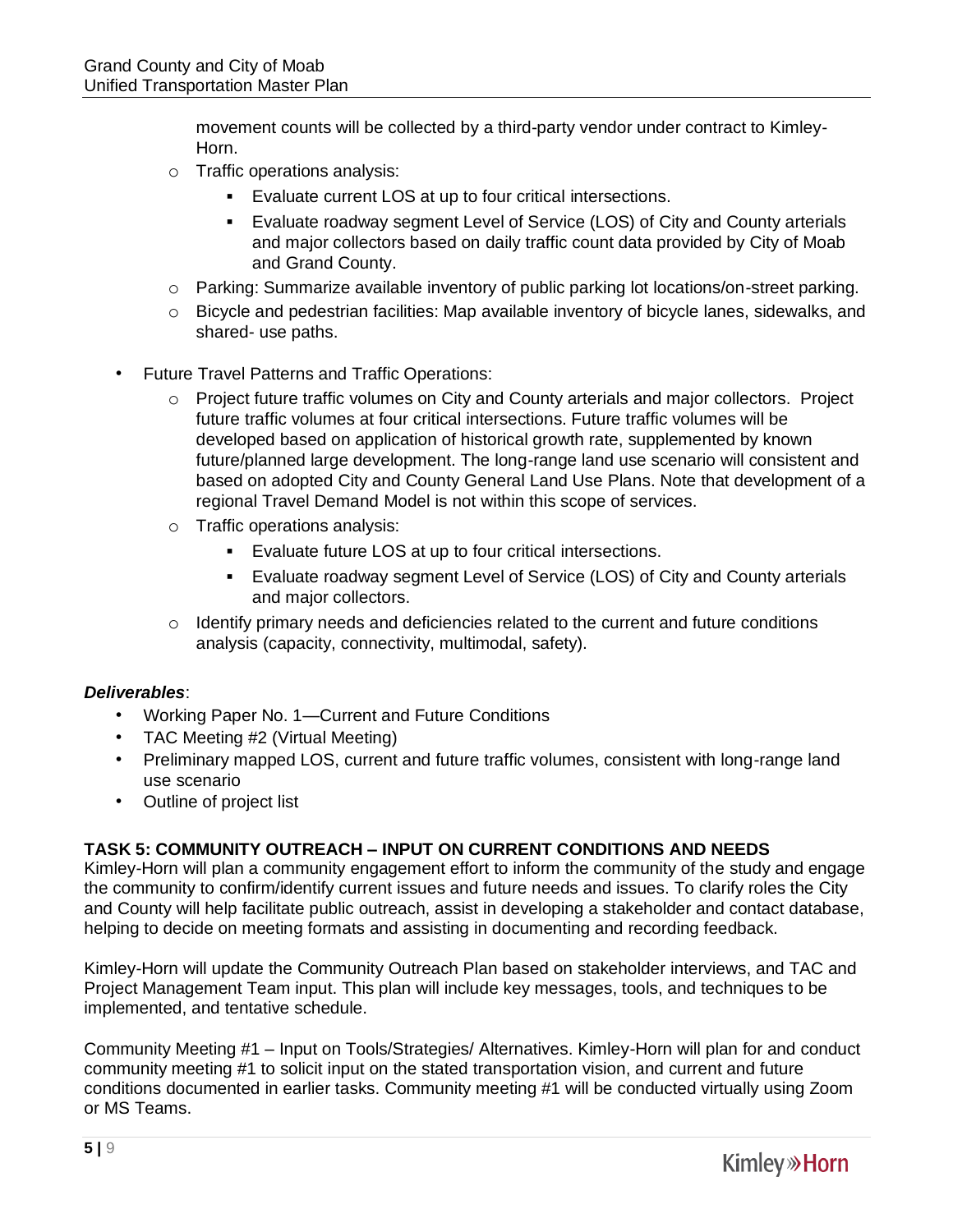movement counts will be collected by a third-party vendor under contract to Kimley-Horn.

- Traffic operations analysis:
    - Evaluate current LOS at up to four critical intersections.
    - Evaluate roadway segment Level of Service (LOS) of City and County arterials and major collectors based on daily traffic count data provided by City of Moab and Grand County.
- Parking: Summarize available inventory of public parking lot locations/on-street parking.
- Bicycle and pedestrian facilities: Map available inventory of bicycle lanes, sidewalks, and shared- use paths.

- Future Travel Patterns and Traffic Operations:
    - Project future traffic volumes on City and County arterials and major collectors. Project future traffic volumes at four critical intersections. Future traffic volumes will be developed based on application of historical growth rate, supplemented by known future/planned large development. The long-range land use scenario will consistent and based on adopted City and County General Land Use Plans. Note that development of a regional Travel Demand Model is not within this scope of services.
    - Traffic operations analysis:
        - Evaluate future LOS at up to four critical intersections.
        - Evaluate roadway segment Level of Service (LOS) of City and County arterials and major collectors.
    - Identify primary needs and deficiencies related to the current and future conditions analysis (capacity, connectivity, multimodal, safety).

***Deliverables***:

- Working Paper No. 1—Current and Future Conditions
- TAC Meeting #2 (Virtual Meeting)
- Preliminary mapped LOS, current and future traffic volumes, consistent with long-range land use scenario
- Outline of project list

**TASK 5: COMMUNITY OUTREACH – INPUT ON CURRENT CONDITIONS AND NEEDS**

Kimley-Horn will plan a community engagement effort to inform the community of the study and engage the community to confirm/identify current issues and future needs and issues. To clarify roles the City and County will help facilitate public outreach, assist in developing a stakeholder and contact database, helping to decide on meeting formats and assisting in documenting and recording feedback.

Kimley-Horn will update the Community Outreach Plan based on stakeholder interviews, and TAC and Project Management Team input. This plan will include key messages, tools, and techniques to be implemented, and tentative schedule.

Community Meeting #1 – Input on Tools/Strategies/ Alternatives. Kimley-Horn will plan for and conduct community meeting #1 to solicit input on the stated transportation vision, and current and future conditions documented in earlier tasks. Community meeting #1 will be conducted virtually using Zoom or MS Teams.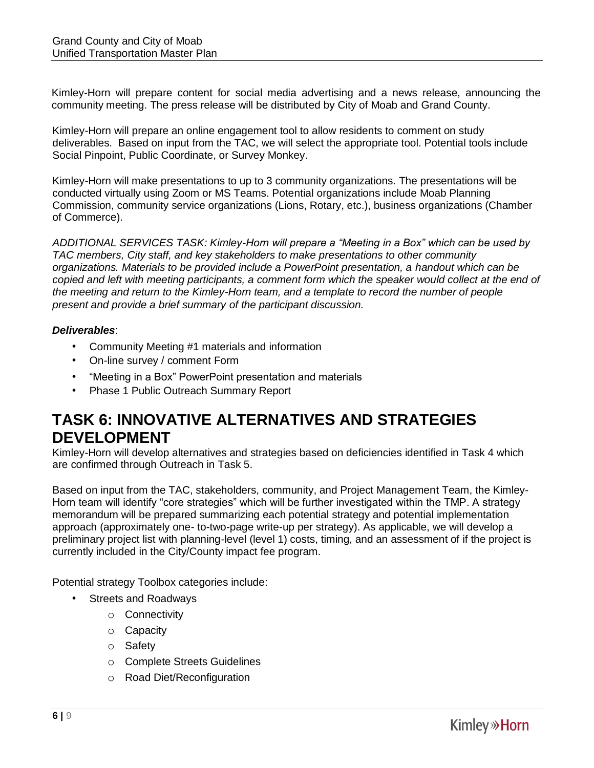Kimley-Horn will prepare content for social media advertising and a news release, announcing the community meeting. The press release will be distributed by City of Moab and Grand County.

Kimley-Horn will prepare an online engagement tool to allow residents to comment on study deliverables. Based on input from the TAC, we will select the appropriate tool. Potential tools include Social Pinpoint, Public Coordinate, or Survey Monkey.

Kimley-Horn will make presentations to up to 3 community organizations. The presentations will be conducted virtually using Zoom or MS Teams. Potential organizations include Moab Planning Commission, community service organizations (Lions, Rotary, etc.), business organizations (Chamber of Commerce).

*ADDITIONAL SERVICES TASK: Kimley-Horn will prepare a "Meeting in a Box" which can be used by TAC members, City staff, and key stakeholders to make presentations to other community organizations. Materials to be provided include a PowerPoint presentation, a handout which can be copied and left with meeting participants, a comment form which the speaker would collect at the end of the meeting and return to the Kimley-Horn team, and a template to record the number of people present and provide a brief summary of the participant discussion.*

***Deliverables***:

- Community Meeting #1 materials and information
- On-line survey / comment Form
- "Meeting in a Box" PowerPoint presentation and materials
- Phase 1 Public Outreach Summary Report

# TASK 6: INNOVATIVE ALTERNATIVES AND STRATEGIES DEVELOPMENT

Kimley-Horn will develop alternatives and strategies based on deficiencies identified in Task 4 which are confirmed through Outreach in Task 5.

Based on input from the TAC, stakeholders, community, and Project Management Team, the Kimley-Horn team will identify "core strategies" which will be further investigated within the TMP. A strategy memorandum will be prepared summarizing each potential strategy and potential implementation approach (approximately one- to-two-page write-up per strategy). As applicable, we will develop a preliminary project list with planning-level (level 1) costs, timing, and an assessment of if the project is currently included in the City/County impact fee program.

Potential strategy Toolbox categories include:

- Streets and Roadways
  - Connectivity
  - Capacity
  - Safety
  - Complete Streets Guidelines
  - Road Diet/Reconfiguration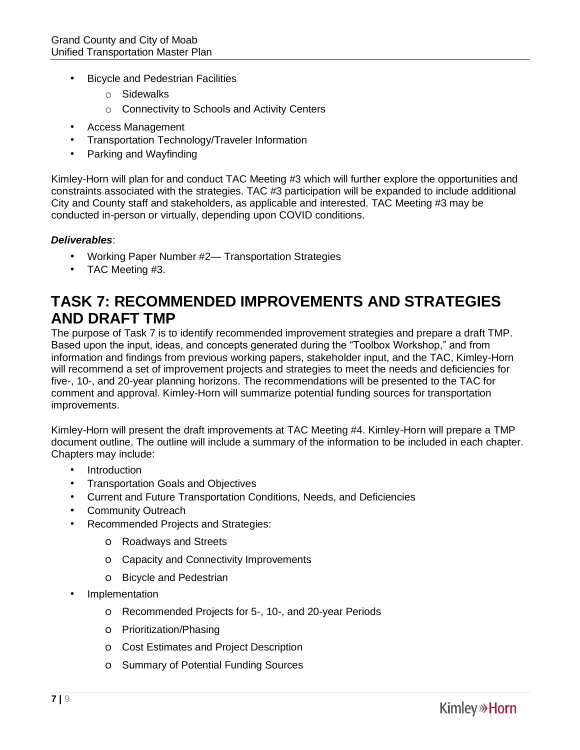- Bicycle and Pedestrian Facilities
    - Sidewalks
    - Connectivity to Schools and Activity Centers
- Access Management
- Transportation Technology/Traveler Information
- Parking and Wayfinding

Kimley-Horn will plan for and conduct TAC Meeting #3 which will further explore the opportunities and constraints associated with the strategies. TAC #3 participation will be expanded to include additional City and County staff and stakeholders, as applicable and interested. TAC Meeting #3 may be conducted in-person or virtually, depending upon COVID conditions.

***Deliverables***:

- Working Paper Number #2— Transportation Strategies
- TAC Meeting #3.

# TASK 7: RECOMMENDED IMPROVEMENTS AND STRATEGIES AND DRAFT TMP

The purpose of Task 7 is to identify recommended improvement strategies and prepare a draft TMP. Based upon the input, ideas, and concepts generated during the "Toolbox Workshop," and from information and findings from previous working papers, stakeholder input, and the TAC, Kimley-Horn will recommend a set of improvement projects and strategies to meet the needs and deficiencies for five-, 10-, and 20-year planning horizons. The recommendations will be presented to the TAC for comment and approval. Kimley-Horn will summarize potential funding sources for transportation improvements.

Kimley-Horn will present the draft improvements at TAC Meeting #4. Kimley-Horn will prepare a TMP document outline. The outline will include a summary of the information to be included in each chapter. Chapters may include:

- Introduction
- Transportation Goals and Objectives
- Current and Future Transportation Conditions, Needs, and Deficiencies
- Community Outreach
- Recommended Projects and Strategies:
    - Roadways and Streets
    - Capacity and Connectivity Improvements
    - Bicycle and Pedestrian
- Implementation
    - Recommended Projects for 5-, 10-, and 20-year Periods
    - Prioritization/Phasing
    - Cost Estimates and Project Description
    - Summary of Potential Funding Sources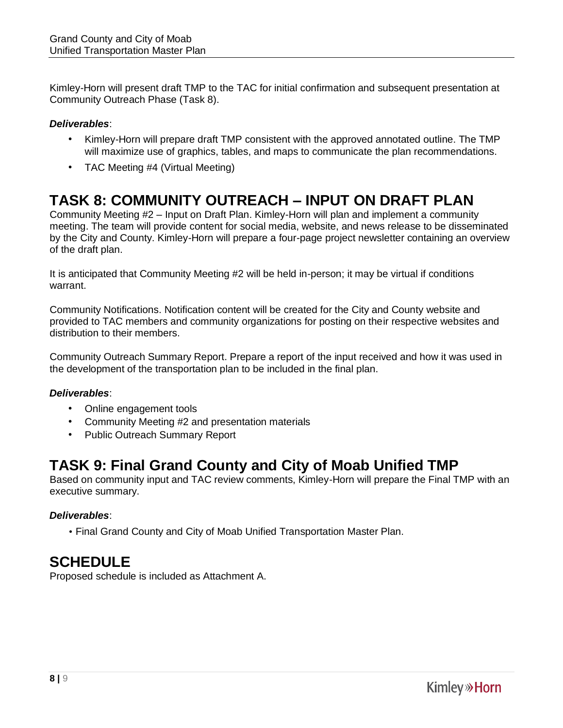Kimley-Horn will present draft TMP to the TAC for initial confirmation and subsequent presentation at Community Outreach Phase (Task 8).

***Deliverables***:

- Kimley-Horn will prepare draft TMP consistent with the approved annotated outline. The TMP will maximize use of graphics, tables, and maps to communicate the plan recommendations.
- TAC Meeting #4 (Virtual Meeting)

## TASK 8: COMMUNITY OUTREACH – INPUT ON DRAFT PLAN

Community Meeting #2 – Input on Draft Plan. Kimley-Horn will plan and implement a community meeting. The team will provide content for social media, website, and news release to be disseminated by the City and County. Kimley-Horn will prepare a four-page project newsletter containing an overview of the draft plan.

It is anticipated that Community Meeting #2 will be held in-person; it may be virtual if conditions warrant.

Community Notifications. Notification content will be created for the City and County website and provided to TAC members and community organizations for posting on their respective websites and distribution to their members.

Community Outreach Summary Report. Prepare a report of the input received and how it was used in the development of the transportation plan to be included in the final plan.

***Deliverables***:

- Online engagement tools
- Community Meeting #2 and presentation materials
- Public Outreach Summary Report

## TASK 9: Final Grand County and City of Moab Unified TMP

Based on community input and TAC review comments, Kimley-Horn will prepare the Final TMP with an executive summary.

***Deliverables***:

- Final Grand County and City of Moab Unified Transportation Master Plan.

## SCHEDULE

Proposed schedule is included as Attachment A.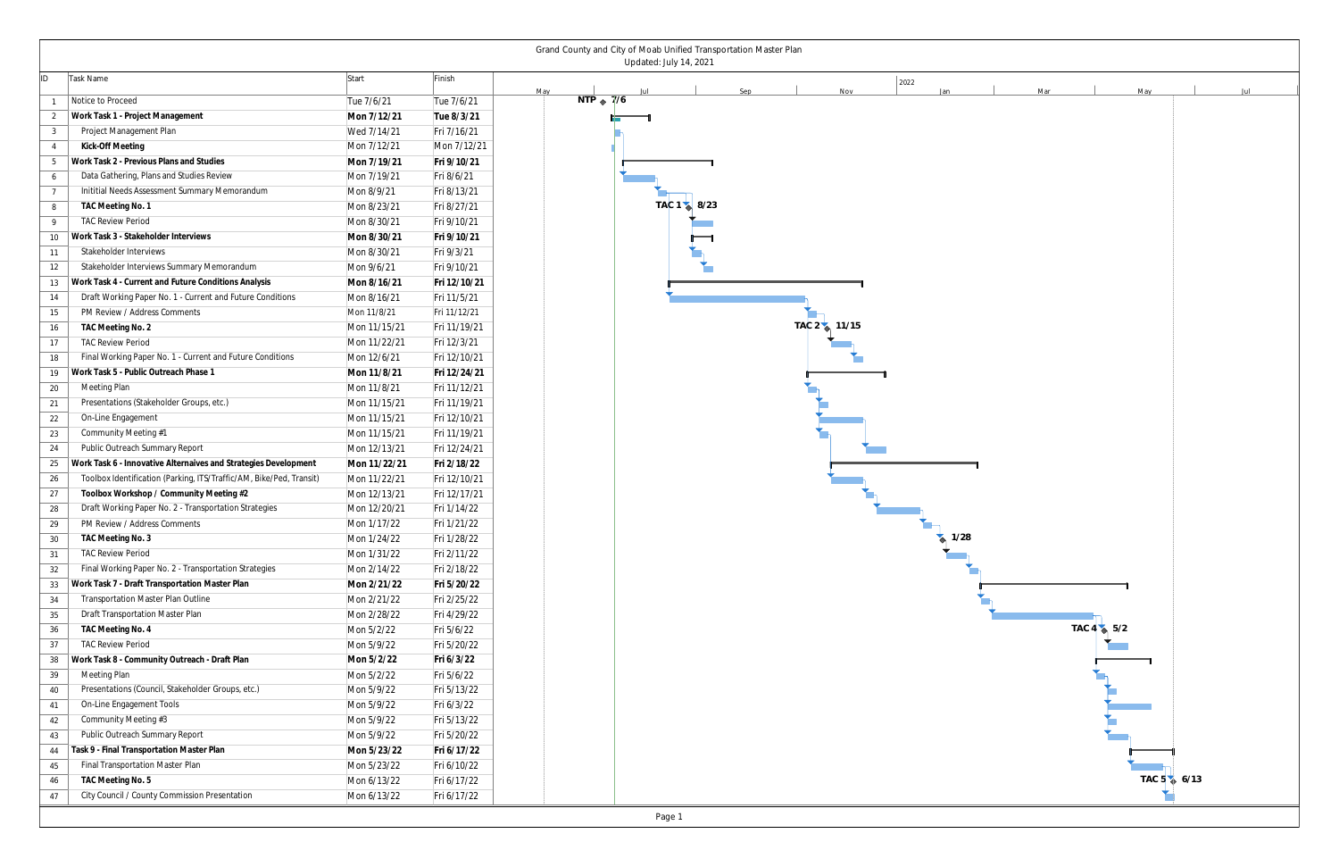# Grand County and City of Moab Unified Transportation Master Plan

Updated: July 14, 2021

| ID | Task Name | Start | Finish |
|---|---|---|---|
| 1 | Notice to Proceed | Tue 7/6/21 | Tue 7/6/21 |
| 2 | **Work Task 1 - Project Management** | **Mon 7/12/21** | **Tue 8/3/21** |
| 3 | Project Management Plan | Wed 7/14/21 | Fri 7/16/21 |
| 4 | **Kick-Off Meeting** | Mon 7/12/21 | Mon 7/12/21 |
| 5 | **Work Task 2 - Previous Plans and Studies** | **Mon 7/19/21** | **Fri 9/10/21** |
| 6 | Data Gathering, Plans and Studies Review | Mon 7/19/21 | Fri 8/6/21 |
| 7 | Inititial Needs Assessment Summary Memorandum | Mon 8/9/21 | Fri 8/13/21 |
| 8 | **TAC Meeting No. 1** | Mon 8/23/21 | Fri 8/27/21 |
| 9 | TAC Review Period | Mon 8/30/21 | Fri 9/10/21 |
| 10 | **Work Task 3 - Stakeholder Interviews** | **Mon 8/30/21** | **Fri 9/10/21** |
| 11 | Stakeholder Interviews | Mon 8/30/21 | Fri 9/3/21 |
| 12 | Stakeholder Interviews Summary Memorandum | Mon 9/6/21 | Fri 9/10/21 |
| 13 | **Work Task 4 - Current and Future Conditions Analysis** | **Mon 8/16/21** | **Fri 12/10/21** |
| 14 | Draft Working Paper No. 1 - Current and Future Conditions | Mon 8/16/21 | Fri 11/5/21 |
| 15 | PM Review / Address Comments | Mon 11/8/21 | Fri 11/12/21 |
| 16 | **TAC Meeting No. 2** | Mon 11/15/21 | Fri 11/19/21 |
| 17 | TAC Review Period | Mon 11/22/21 | Fri 12/3/21 |
| 18 | Final Working Paper No. 1 - Current and Future Conditions | Mon 12/6/21 | Fri 12/10/21 |
| 19 | **Work Task 5 - Public Outreach Phase 1** | **Mon 11/8/21** | **Fri 12/24/21** |
| 20 | Meeting Plan | Mon 11/8/21 | Fri 11/12/21 |
| 21 | Presentations (Stakeholder Groups, etc.) | Mon 11/15/21 | Fri 11/19/21 |
| 22 | On-Line Engagement | Mon 11/15/21 | Fri 12/10/21 |
| 23 | Community Meeting #1 | Mon 11/15/21 | Fri 11/19/21 |
| 24 | Public Outreach Summary Report | Mon 12/13/21 | Fri 12/24/21 |
| 25 | **Work Task 6 - Innovative Alternaives and Strategies Development** | **Mon 11/22/21** | **Fri 2/18/22** |
| 26 | Toolbox Identification (Parking, ITS/Traffic/AM, Bike/Ped, Transit) | Mon 11/22/21 | Fri 12/10/21 |
| 27 | **Toolbox Workshop / Community Meeting #2** | Mon 12/13/21 | Fri 12/17/21 |
| 28 | Draft Working Paper No. 2 - Transportation Strategies | Mon 12/20/21 | Fri 1/14/22 |
| 29 | PM Review / Address Comments | Mon 1/17/22 | Fri 1/21/22 |
| 30 | **TAC Meeting No. 3** | Mon 1/24/22 | Fri 1/28/22 |
| 31 | TAC Review Period | Mon 1/31/22 | Fri 2/11/22 |
| 32 | Final Working Paper No. 2 - Transportation Strategies | Mon 2/14/22 | Fri 2/18/22 |
| 33 | **Work Task 7 - Draft Transportation Master Plan** | **Mon 2/21/22** | **Fri 5/20/22** |
| 34 | Transportation Master Plan Outline | Mon 2/21/22 | Fri 2/25/22 |
| 35 | Draft Transportation Master Plan | Mon 2/28/22 | Fri 4/29/22 |
| 36 | **TAC Meeting No. 4** | Mon 5/2/22 | Fri 5/6/22 |
| 37 | TAC Review Period | Mon 5/9/22 | Fri 5/20/22 |
| 38 | **Work Task 8 - Community Outreach - Draft Plan** | **Mon 5/2/22** | **Fri 6/3/22** |
| 39 | Meeting Plan | Mon 5/2/22 | Fri 5/6/22 |
| 40 | Presentations (Council, Stakeholder Groups, etc.) | Mon 5/9/22 | Fri 5/13/22 |
| 41 | On-Line Engagement Tools | Mon 5/9/22 | Fri 6/3/22 |
| 42 | Community Meeting #3 | Mon 5/9/22 | Fri 5/13/22 |
| 43 | Public Outreach Summary Report | Mon 5/9/22 | Fri 5/20/22 |
| 44 | **Task 9 - Final Transportation Master Plan** | **Mon 5/23/22** | **Fri 6/17/22** |
| 45 | Final Transportation Master Plan | Mon 5/23/22 | Fri 6/10/22 |
| 46 | **TAC Meeting No. 5** | Mon 6/13/22 | Fri 6/17/22 |
| 47 | City Council / County Commission Presentation | Mon 6/13/22 | Fri 6/17/22 |

May Jul Sep Nov 2022 Jan Mar May Jul

NTP 7/6

TAC 1 8/23

TAC 2 11/15

1/28

TAC 4 5/2

TAC 5 6/13